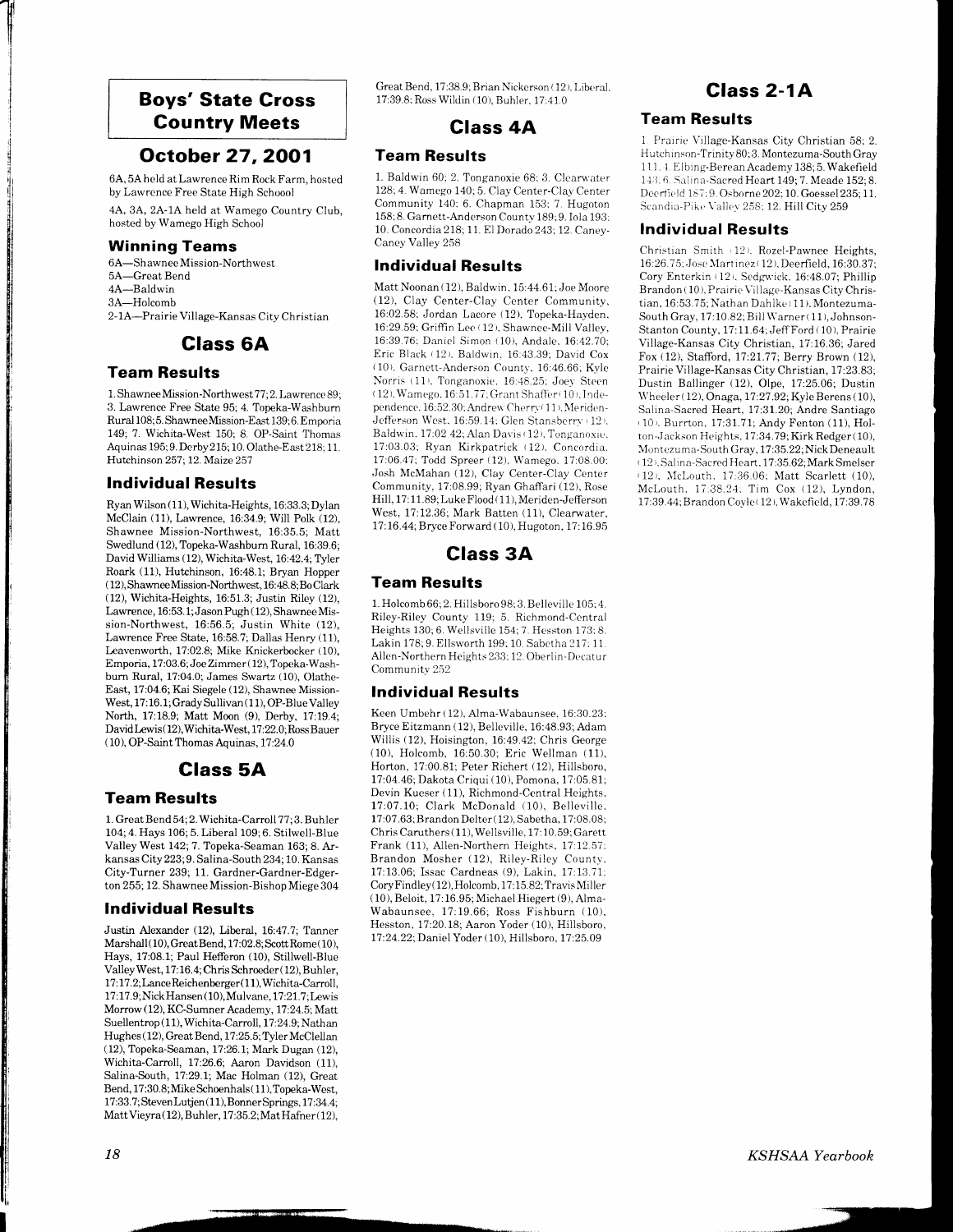## Boys' State Cross Country Meets

## October 27, 2001

6A, 5A held at Lawrence Rim Rock Farm, hosted by Lawrence Free State High Schoool

4A, 3A, 2A-1A held at Wamego Country Club, hosted by Wamego High School

### Winning Teams

6A—Shawnee Mission-Northwest
5A—Great Bend
4A—Baldwin
3A—Holcomb
2-1A—Prairie Village-Kansas City Christian

## Class 6A

### Team Results

1. Shawnee Mission-Northwest 77; 2. Lawrence 89; 3. Lawrence Free State 95; 4. Topeka-Washburn Rural 108; 5. Shawnee Mission-East 139; 6. Emporia 149; 7. Wichita-West 150; 8. OP-Saint Thomas Aquinas 195; 9. Derby 215; 10. Olathe-East 218; 11. Hutchinson 257; 12. Maize 257

### Individual Results

Ryan Wilson (11), Wichita-Heights, 16:33.3; Dylan McClain (11), Lawrence, 16:34.9; Will Polk (12), Shawnee Mission-Northwest, 16:35.5; Matt Swedlund (12), Topeka-Washburn Rural, 16:39.6; David Williams (12), Wichita-West, 16:42.4; Tyler Roark (11), Hutchinson, 16:48.1; Bryan Hopper (12), Shawnee Mission-Northwest, 16:48.8; Bo Clark (12), Wichita-Heights, 16:51.3; Justin Riley (12), Lawrence, 16:53.1; Jason Pugh (12), Shawnee Mission-Northwest, 16:56.5; Justin White (12), Lawrence Free State, 16:58.7; Dallas Henry (11), Leavenworth, 17:02.8; Mike Knickerbocker (10), Emporia, 17:03.6; Joe Zimmer (12), Topeka-Washburn Rural, 17:04.0; James Swartz (10), Olathe-East, 17:04.6; Kai Siegele (12), Shawnee Mission-West, 17:16.1; Grady Sullivan (11), OP-Blue Valley North, 17:18.9; Matt Moon (9), Derby, 17:19.4; David Lewis (12), Wichita-West, 17:22.0; Ross Bauer (10), OP-Saint Thomas Aquinas, 17:24.0

## Class 5A

### Team Results

1. Great Bend 54; 2. Wichita-Carroll 77; 3. Buhler 104; 4. Hays 106; 5. Liberal 109; 6. Stilwell-Blue Valley West 142; 7. Topeka-Seaman 163; 8. Arkansas City 223; 9. Salina-South 234; 10. Kansas City-Turner 239; 11. Gardner-Gardner-Edgerton 255; 12. Shawnee Mission-Bishop Miege 304

### Individual Results

Justin Alexander (12), Liberal, 16:47.7; Tanner Marshall (10), Great Bend, 17:02.8; Scott Rome (10), Hays, 17:08.1; Paul Hefferon (10), Stillwell-Blue Valley West, 17:16.4; Chris Schroeder (12), Buhler, 17:17.2; Lance Reichenberger (11), Wichita-Carroll, 17:17.9; Nick Hansen (10), Mulvane, 17:21.7; Lewis Morrow (12), KC-Sumner Academy, 17:24.5; Matt Suellentrop (11), Wichita-Carroll, 17:24.9; Nathan Hughes (12), Great Bend, 17:25.5; Tyler McClellan (12), Topeka-Seaman, 17:26.1; Mark Dugan (12), Wichita-Carroll, 17:26.6; Aaron Davidson (11), Salina-South, 17:29.1; Mac Holman (12), Great Bend, 17:30.8; Mike Schoenhals (11), Topeka-West, 17:33.7; Steven Lutjen (11), Bonner Springs, 17:34.4; Matt Vieyra (12), Buhler, 17:35.2; Mat Hafner (12), Great Bend, 17:38.9; Brian Nickerson (12), Liberal, 17:39.8; Ross Wildin (10), Buhler, 17:41.0

## Class 4A

### Team Results

1. Baldwin 60; 2. Tonganoxie 68; 3. Clearwater 128; 4. Wamego 140; 5. Clay Center-Clay Center Community 140; 6. Chapman 153; 7. Hugoton 158; 8. Garnett-Anderson County 189; 9. Iola 193; 10. Concordia 218; 11. El Dorado 243; 12. Caney-Caney Valley 258

### Individual Results

Matt Noonan (12), Baldwin, 15:44.61; Joe Moore (12), Clay Center-Clay Center Community, 16:02.58; Jordan Lacore (12), Topeka-Hayden, 16:29.59; Griffin Lee (12), Shawnee-Mill Valley, 16:39.76; Daniel Simon (10), Andale, 16:42.70; Eric Black (12), Baldwin, 16:43.39; David Cox (10), Garnett-Anderson County, 16:46.66; Kyle Norris (11), Tonganoxie, 16:48.25; Joey Steen (12), Wamego, 16:51.77; Grant Shaffer (10), Independence, 16:52.30; Andrew Cherry (11), Meriden-Jefferson West, 16:59.14; Glen Stansberry (12), Baldwin, 17:02.42; Alan Davis (12), Tonganoxie, 17:03.03; Ryan Kirkpatrick (12), Concordia, 17:06.47; Todd Spreer (12), Wamego, 17:08.00; Josh McMahan (12), Clay Center-Clay Center Community, 17:08.99; Ryan Ghaffari (12), Rose Hill, 17:11.89; Luke Flood (11), Meriden-Jefferson West, 17:12.36; Mark Batten (11), Clearwater, 17:16.44; Bryce Forward (10), Hugoton, 17:16.95

## Class 3A

### Team Results

1. Holcomb 66; 2. Hillsboro 98; 3. Belleville 105; 4. Riley-Riley County 119; 5. Richmond-Central Heights 130; 6. Wellsville 154; 7. Hesston 173; 8. Lakin 178; 9. Ellsworth 199; 10. Sabetha 217; 11. Allen-Northern Heights 233; 12. Oberlin-Decatur Community 252

### Individual Results

Keen Umbehr (12), Alma-Wabaunsee, 16:30.23; Bryce Eitzmann (12), Belleville, 16:48.93; Adam Willis (12), Hoisington, 16:49.42; Chris George (10), Holcomb, 16:50.30; Eric Wellman (11), Horton, 17:00.81; Peter Richert (12), Hillsboro, 17:04.46; Dakota Criqui (10), Pomona, 17:05.81; Devin Kueser (11), Richmond-Central Heights, 17:07.10; Clark McDonald (10), Belleville, 17:07.63; Brandon Delter (12), Sabetha, 17:08.08; Chris Caruthers (11), Wellsville, 17:10.59; Garett Frank (11), Allen-Northern Heights, 17:12.57; Brandon Mosher (12), Riley-Riley County, 17:13.06; Issac Cardneas (9), Lakin, 17:13.71; Cory Findley (12), Holcomb, 17:15.82; Travis Miller (10), Beloit, 17:16.95; Michael Hiegert (9), Alma-Wabaunsee, 17:19.66; Ross Fishburn (10), Hesston, 17:20.18; Aaron Yoder (10), Hillsboro, 17:24.22; Daniel Yoder (10), Hillsboro, 17:25.09

## Class 2-1A

### Team Results

1. Prairie Village-Kansas City Christian 58; 2. Hutchinson-Trinity 80; 3. Montezuma-South Gray 111; 4. Elbing-Berean Academy 138; 5. Wakefield 143; 6. Salina-Sacred Heart 149; 7. Meade 152; 8. Deerfield 187; 9. Osborne 202; 10. Goessel 235; 11. Scandia-Pike Valley 258; 12. Hill City 259

### Individual Results

Christian Smith (12), Rozel-Pawnee Heights, 16:26.75; Jose Martinez (12), Deerfield, 16:30.37; Cory Enterkin (12), Sedgwick, 16:48.07; Phillip Brandon (10), Prairie Village-Kansas City Christian, 16:53.75; Nathan Dahlke (11), Montezuma-South Gray, 17:10.82; Bill Warner (11), Johnson-Stanton County, 17:11.64; Jeff Ford (10), Prairie Village-Kansas City Christian, 17:16.36; Jared Fox (12), Stafford, 17:21.77; Berry Brown (12), Prairie Village-Kansas City Christian, 17:23.83; Dustin Ballinger (12), Olpe, 17:25.06; Dustin Wheeler (12), Onaga, 17:27.92; Kyle Berens (10), Salina-Sacred Heart, 17:31.20; Andre Santiago (10), Burrton, 17:31.71; Andy Fenton (11), Holton-Jackson Heights, 17:34.79; Kirk Redger (10), Montezuma-South Gray, 17:35.22; Nick Deneault (12), Salina-Sacred Heart, 17:35.62; Mark Smelser (12), McLouth, 17:36.06; Matt Scarlett (10), McLouth, 17:38.24; Tim Cox (12), Lyndon, 17:39.44; Brandon Coyle (12), Wakefield, 17:39.78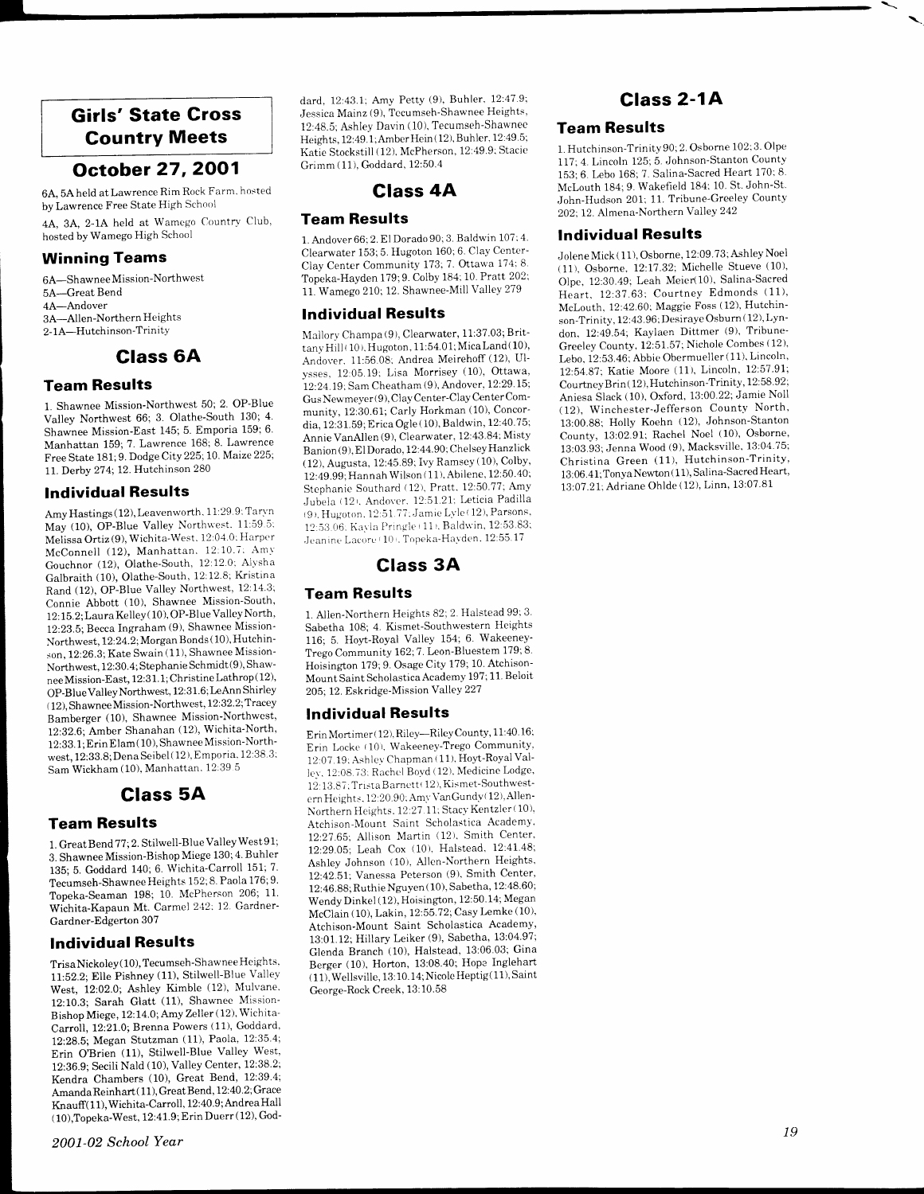## Girls' State Cross Country Meets

## October 27, 2001

6A, 5A held at Lawrence Rim Rock Farm, hosted by Lawrence Free State High School

4A, 3A, 2-1A held at Wamego Country Club, hosted by Wamego High School

### Winning Teams

6A—Shawnee Mission-Northwest
5A—Great Bend
4A—Andover
3A—Allen-Northern Heights
2-1A—Hutchinson-Trinity

## Class 6A

### Team Results

1. Shawnee Mission-Northwest 50; 2. OP-Blue Valley Northwest 66; 3. Olathe-South 130; 4. Shawnee Mission-East 145; 5. Emporia 159; 6. Manhattan 159; 7. Lawrence 168; 8. Lawrence Free State 181; 9. Dodge City 225; 10. Maize 225; 11. Derby 274; 12. Hutchinson 280

### Individual Results

Amy Hastings (12), Leavenworth, 11:29.9; Taryn May (10), OP-Blue Valley Northwest, 11:59.5; Melissa Ortiz (9), Wichita-West, 12:04.0; Harper McConnell (12), Manhattan, 12:10.7; Amy Gouchnor (12), Olathe-South, 12:12.0; Alysha Galbraith (10), Olathe-South, 12:12.8; Kristina Rand (12), OP-Blue Valley Northwest, 12:14.3; Connie Abbott (10), Shawnee Mission-South, 12:15.2; Laura Kelley (10), OP-Blue Valley North, 12:23.5; Becca Ingraham (9), Shawnee Mission-Northwest, 12:24.2; Morgan Bonds (10), Hutchinson, 12:26.3; Kate Swain (11), Shawnee Mission-Northwest, 12:30.4; Stephanie Schmidt (9), Shawnee Mission-East, 12:31.1; Christine Lathrop (12), OP-Blue Valley Northwest, 12:31.6; LeAnn Shirley (12), Shawnee Mission-Northwest, 12:32.2; Tracey Bamberger (10), Shawnee Mission-Northwest, 12:32.6; Amber Shanahan (12), Wichita-North, 12:33.1; Erin Elam (10), Shawnee Mission-Northwest, 12:33.8; Dena Seibel (12), Emporia, 12:38.3; Sam Wickham (10), Manhattan, 12:39.5

## Class 5A

### Team Results

1. Great Bend 77; 2. Stilwell-Blue Valley West 91; 3. Shawnee Mission-Bishop Miege 130; 4. Buhler 135; 5. Goddard 140; 6. Wichita-Carroll 151; 7. Tecumseh-Shawnee Heights 152; 8. Paola 176; 9. Topeka-Seaman 198; 10. McPherson 206; 11. Wichita-Kapaun Mt. Carmel 242; 12. Gardner-Gardner-Edgerton 307

### Individual Results

Trisa Nickoley (10), Tecumseh-Shawnee Heights, 11:52.2; Elle Pishney (11), Stilwell-Blue Valley West, 12:02.0; Ashley Kimble (12), Mulvane, 12:10.3; Sarah Glatt (11), Shawnee Mission-Bishop Miege, 12:14.0; Amy Zeller (12), Wichita-Carroll, 12:21.0; Brenna Powers (11), Goddard, 12:28.5; Megan Stutzman (11), Paola, 12:35.4; Erin O'Brien (11), Stilwell-Blue Valley West, 12:36.9; Secili Nald (10), Valley Center, 12:38.2; Kendra Chambers (10), Great Bend, 12:39.4; Amanda Reinhart (11), Great Bend, 12:40.2; Grace Knauff (11), Wichita-Carroll, 12:40.9; Andrea Hall (10), Topeka-West, 12:41.9; Erin Duerr (12), Goddard, 12:43.1; Amy Petty (9), Buhler, 12:47.9; Jessica Mainz (9), Tecumseh-Shawnee Heights, 12:48.5; Ashley Davin (10), Tecumseh-Shawnee Heights, 12:49.1; Amber Hein (12), Buhler, 12:49.5; Katie Stockstill (12), McPherson, 12:49.9; Stacie Grimm (11), Goddard, 12:50.4

## Class 4A

### Team Results

1. Andover 66; 2. El Dorado 90; 3. Baldwin 107; 4. Clearwater 153; 5. Hugoton 160; 6. Clay Center-Clay Center Community 173; 7. Ottawa 174; 8. Topeka-Hayden 179; 9. Colby 184; 10. Pratt 202; 11. Wamego 210; 12. Shawnee-Mill Valley 279

### Individual Results

Mallory Champa (9), Clearwater, 11:37.03; Brittany Hill (10), Hugoton, 11:54.01; Mica Land (10), Andover, 11:56.08; Andrea Meirehoff (12), Ulysses, 12:05.19; Lisa Morrisey (10), Ottawa, 12:24.19; Sam Cheatham (9), Andover, 12:29.15; Gus Newmeyer (9), Clay Center-Clay Center Community, 12:30.61; Carly Horkman (10), Concordia, 12:31.59; Erica Ogle (10), Baldwin, 12:40.75; Annie VanAllen (9), Clearwater, 12:43.84; Misty Banion (9), El Dorado, 12:44.90; Chelsey Hanzlick (12), Augusta, 12:45.89; Ivy Ramsey (10), Colby, 12:49.99; Hannah Wilson (11), Abilene, 12:50.40; Stephanie Southard (12), Pratt, 12:50.77; Amy Jubela (12), Andover, 12:51.21; Leticia Padilla (9), Hugoton, 12:51.77; Jamie Lyle (12), Parsons, 12:53.06; Kayla Pringle (11), Baldwin, 12:53.83; Jeanine Lacore (10), Topeka-Hayden, 12:55.17

## Class 3A

### Team Results

1. Allen-Northern Heights 82; 2. Halstead 99; 3. Sabetha 108; 4. Kismet-Southwestern Heights 116; 5. Hoyt-Royal Valley 154; 6. Wakeeney-Trego Community 162; 7. Leon-Bluestem 179; 8. Hoisington 179; 9. Osage City 179; 10. Atchison-Mount Saint Scholastica Academy 197; 11. Beloit 205; 12. Eskridge-Mission Valley 227

### Individual Results

Erin Mortimer (12), Riley—Riley County, 11:40.16; Erin Locke (10), Wakeeney-Trego Community, 12:07.19; Ashley Chapman (11), Hoyt-Royal Valley, 12:08.73; Rachel Boyd (12), Medicine Lodge, 12:13.87; Trista Barnett (12), Kismet-Southwestern Heights, 12:20.90; Amy VanGundy (12), Allen-Northern Heights, 12:27.11; Stacy Kentzler (10), Atchison-Mount Saint Scholastica Academy, 12:27.65; Allison Martin (12), Smith Center, 12:29.05; Leah Cox (10), Halstead, 12:41.48; Ashley Johnson (10), Allen-Northern Heights, 12:42.51; Vanessa Peterson (9), Smith Center, 12:46.88; Ruthie Nguyen (10), Sabetha, 12:48.60; Wendy Dinkel (12), Hoisington, 12:50.14; Megan McClain (10), Lakin, 12:55.72; Casy Lemke (10), Atchison-Mount Saint Scholastica Academy, 13:01.12; Hillary Leiker (9), Sabetha, 13:04.97; Glenda Branch (10), Halstead, 13:06.03; Gina Berger (10), Horton, 13:08.40; Hope Inglehart (11), Wellsville, 13:10.14; Nicole Heptig (11), Saint George-Rock Creek, 13:10.58

## Class 2-1A

### Team Results

1. Hutchinson-Trinity 90; 2. Osborne 102; 3. Olpe 117; 4. Lincoln 125; 5. Johnson-Stanton County 153; 6. Lebo 168; 7. Salina-Sacred Heart 170; 8. McLouth 184; 9. Wakefield 184; 10. St. John-St. John-Hudson 201; 11. Tribune-Greeley County 202; 12. Almena-Northern Valley 242

### Individual Results

Jolene Mick (11), Osborne, 12:09.73; Ashley Noel (11), Osborne, 12:17.32; Michelle Stueve (10), Olpe, 12:30.49; Leah Meier (10), Salina-Sacred Heart, 12:37.63; Courtney Edmonds (11), McLouth, 12:42.60; Maggie Foss (12), Hutchinson-Trinity, 12:43.96; Desiraye Osburn (12), Lyndon, 12:49.54; Kaylaen Dittmer (9), Tribune-Greeley County, 12:51.57; Nichole Combes (12), Lebo, 12:53.46; Abbie Obermueller (11), Lincoln, 12:54.87; Katie Moore (11), Lincoln, 12:57.91; Courtney Brin (12), Hutchinson-Trinity, 12:58.92; Aniesa Slack (10), Oxford, 13:00.22; Jamie Noll (12), Winchester-Jefferson County North, 13:00.88; Holly Koehn (12), Johnson-Stanton County, 13:02.91; Rachel Noel (10), Osborne, 13:03.93; Jenna Wood (9), Macksville, 13:04.75; Christina Green (11), Hutchinson-Trinity, 13:06.41; Tonya Newton (11), Salina-Sacred Heart, 13:07.21; Adriane Ohlde (12), Linn, 13:07.81